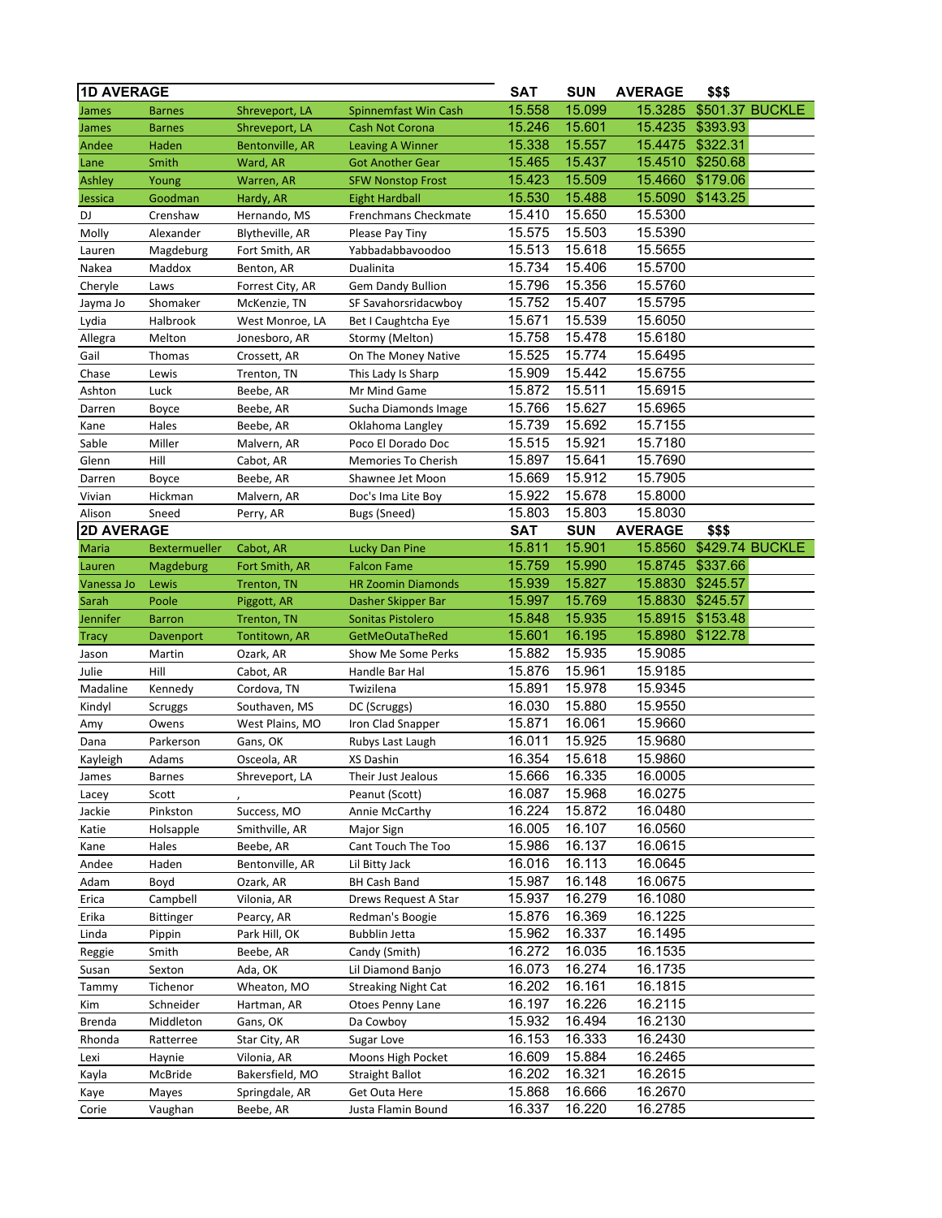| 1D AVERAGE | | | | SAT | SUN | AVERAGE | $$$ | |
|---|---|---|---|---|---|---|---|---|
| James | Barnes | Shreveport, LA | Spinnemfast Win Cash | 15.558 | 15.099 | 15.3285 | $501.37 | BUCKLE |
| James | Barnes | Shreveport, LA | Cash Not Corona | 15.246 | 15.601 | 15.4235 | $393.93 | |
| Andee | Haden | Bentonville, AR | Leaving A Winner | 15.338 | 15.557 | 15.4475 | $322.31 | |
| Lane | Smith | Ward, AR | Got Another Gear | 15.465 | 15.437 | 15.4510 | $250.68 | |
| Ashley | Young | Warren, AR | SFW Nonstop Frost | 15.423 | 15.509 | 15.4660 | $179.06 | |
| Jessica | Goodman | Hardy, AR | Eight Hardball | 15.530 | 15.488 | 15.5090 | $143.25 | |
| DJ | Crenshaw | Hernando, MS | Frenchmans Checkmate | 15.410 | 15.650 | 15.5300 | | |
| Molly | Alexander | Blytheville, AR | Please Pay Tiny | 15.575 | 15.503 | 15.5390 | | |
| Lauren | Magdeburg | Fort Smith, AR | Yabbadabbavoodoo | 15.513 | 15.618 | 15.5655 | | |
| Nakea | Maddox | Benton, AR | Dualinita | 15.734 | 15.406 | 15.5700 | | |
| Cheryle | Laws | Forrest City, AR | Gem Dandy Bullion | 15.796 | 15.356 | 15.5760 | | |
| Jayma Jo | Shomaker | McKenzie, TN | SF Savahorsridacwboy | 15.752 | 15.407 | 15.5795 | | |
| Lydia | Halbrook | West Monroe, LA | Bet I Caughtcha Eye | 15.671 | 15.539 | 15.6050 | | |
| Allegra | Melton | Jonesboro, AR | Stormy (Melton) | 15.758 | 15.478 | 15.6180 | | |
| Gail | Thomas | Crossett, AR | On The Money Native | 15.525 | 15.774 | 15.6495 | | |
| Chase | Lewis | Trenton, TN | This Lady Is Sharp | 15.909 | 15.442 | 15.6755 | | |
| Ashton | Luck | Beebe, AR | Mr Mind Game | 15.872 | 15.511 | 15.6915 | | |
| Darren | Boyce | Beebe, AR | Sucha Diamonds Image | 15.766 | 15.627 | 15.6965 | | |
| Kane | Hales | Beebe, AR | Oklahoma Langley | 15.739 | 15.692 | 15.7155 | | |
| Sable | Miller | Malvern, AR | Poco El Dorado Doc | 15.515 | 15.921 | 15.7180 | | |
| Glenn | Hill | Cabot, AR | Memories To Cherish | 15.897 | 15.641 | 15.7690 | | |
| Darren | Boyce | Beebe, AR | Shawnee Jet Moon | 15.669 | 15.912 | 15.7905 | | |
| Vivian | Hickman | Malvern, AR | Doc's Ima Lite Boy | 15.922 | 15.678 | 15.8000 | | |
| Alison | Sneed | Perry, AR | Bugs (Sneed) | 15.803 | 15.803 | 15.8030 | | |
| **2D AVERAGE** | | | | **SAT** | **SUN** | **AVERAGE** | **$$$** | |
| Maria | Bextermueller | Cabot, AR | Lucky Dan Pine | 15.811 | 15.901 | 15.8560 | $429.74 | BUCKLE |
| Lauren | Magdeburg | Fort Smith, AR | Falcon Fame | 15.759 | 15.990 | 15.8745 | $337.66 | |
| Vanessa Jo | Lewis | Trenton, TN | HR Zoomin Diamonds | 15.939 | 15.827 | 15.8830 | $245.57 | |
| Sarah | Poole | Piggott, AR | Dasher Skipper Bar | 15.997 | 15.769 | 15.8830 | $245.57 | |
| Jennifer | Barron | Trenton, TN | Sonitas Pistolero | 15.848 | 15.935 | 15.8915 | $153.48 | |
| Tracy | Davenport | Tontitown, AR | GetMeOutaTheRed | 15.601 | 16.195 | 15.8980 | $122.78 | |
| Jason | Martin | Ozark, AR | Show Me Some Perks | 15.882 | 15.935 | 15.9085 | | |
| Julie | Hill | Cabot, AR | Handle Bar Hal | 15.876 | 15.961 | 15.9185 | | |
| Madaline | Kennedy | Cordova, TN | Twizilena | 15.891 | 15.978 | 15.9345 | | |
| Kindyl | Scruggs | Southaven, MS | DC (Scruggs) | 16.030 | 15.880 | 15.9550 | | |
| Amy | Owens | West Plains, MO | Iron Clad Snapper | 15.871 | 16.061 | 15.9660 | | |
| Dana | Parkerson | Gans, OK | Rubys Last Laugh | 16.011 | 15.925 | 15.9680 | | |
| Kayleigh | Adams | Osceola, AR | XS Dashin | 16.354 | 15.618 | 15.9860 | | |
| James | Barnes | Shreveport, LA | Their Just Jealous | 15.666 | 16.335 | 16.0005 | | |
| Lacey | Scott | , | Peanut (Scott) | 16.087 | 15.968 | 16.0275 | | |
| Jackie | Pinkston | Success, MO | Annie McCarthy | 16.224 | 15.872 | 16.0480 | | |
| Katie | Holsapple | Smithville, AR | Major Sign | 16.005 | 16.107 | 16.0560 | | |
| Kane | Hales | Beebe, AR | Cant Touch The Too | 15.986 | 16.137 | 16.0615 | | |
| Andee | Haden | Bentonville, AR | Lil Bitty Jack | 16.016 | 16.113 | 16.0645 | | |
| Adam | Boyd | Ozark, AR | BH Cash Band | 15.987 | 16.148 | 16.0675 | | |
| Erica | Campbell | Vilonia, AR | Drews Request A Star | 15.937 | 16.279 | 16.1080 | | |
| Erika | Bittinger | Pearcy, AR | Redman's Boogie | 15.876 | 16.369 | 16.1225 | | |
| Linda | Pippin | Park Hill, OK | Bubblin Jetta | 15.962 | 16.337 | 16.1495 | | |
| Reggie | Smith | Beebe, AR | Candy (Smith) | 16.272 | 16.035 | 16.1535 | | |
| Susan | Sexton | Ada, OK | Lil Diamond Banjo | 16.073 | 16.274 | 16.1735 | | |
| Tammy | Tichenor | Wheaton, MO | Streaking Night Cat | 16.202 | 16.161 | 16.1815 | | |
| Kim | Schneider | Hartman, AR | Otoes Penny Lane | 16.197 | 16.226 | 16.2115 | | |
| Brenda | Middleton | Gans, OK | Da Cowboy | 15.932 | 16.494 | 16.2130 | | |
| Rhonda | Ratterree | Star City, AR | Sugar Love | 16.153 | 16.333 | 16.2430 | | |
| Lexi | Haynie | Vilonia, AR | Moons High Pocket | 16.609 | 15.884 | 16.2465 | | |
| Kayla | McBride | Bakersfield, MO | Straight Ballot | 16.202 | 16.321 | 16.2615 | | |
| Kaye | Mayes | Springdale, AR | Get Outa Here | 15.868 | 16.666 | 16.2670 | | |
| Corie | Vaughan | Beebe, AR | Justa Flamin Bound | 16.337 | 16.220 | 16.2785 | | |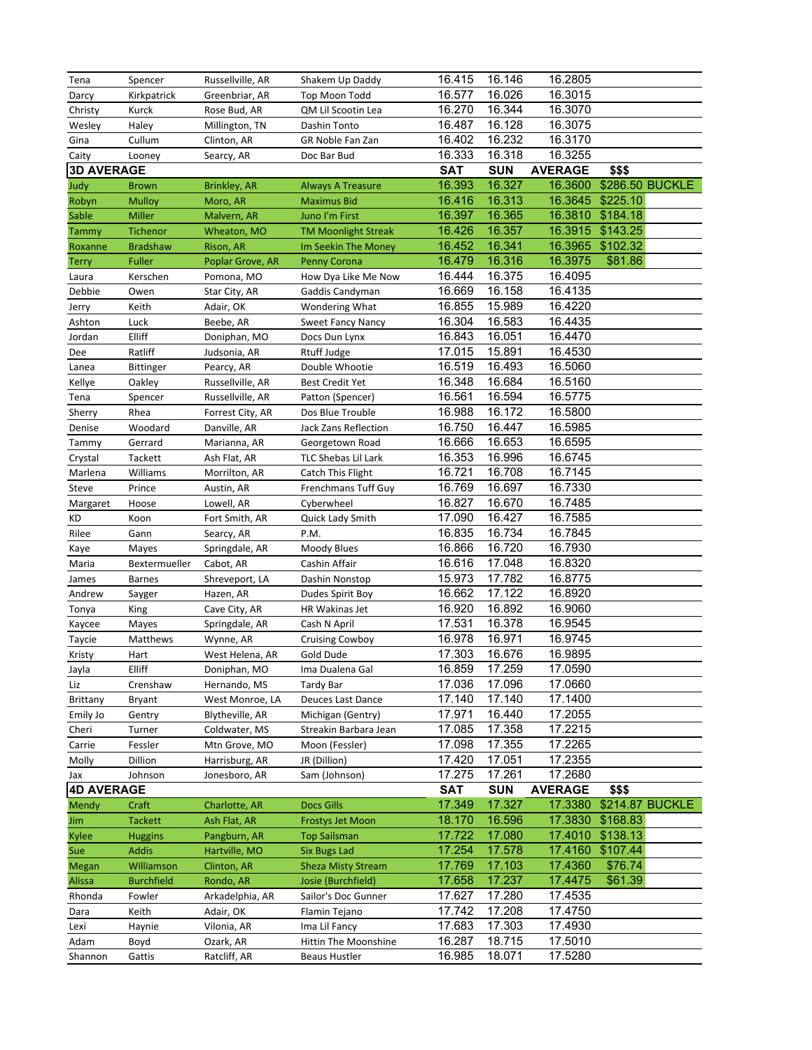| | | | | | | | |
|---|---|---|---|---|---|---|---|
| Tena | Spencer | Russellville, AR | Shakem Up Daddy | 16.415 | 16.146 | 16.2805 | |
| Darcy | Kirkpatrick | Greenbriar, AR | Top Moon Todd | 16.577 | 16.026 | 16.3015 | |
| Christy | Kurck | Rose Bud, AR | QM Lil Scootin Lea | 16.270 | 16.344 | 16.3070 | |
| Wesley | Haley | Millington, TN | Dashin Tonto | 16.487 | 16.128 | 16.3075 | |
| Gina | Cullum | Clinton, AR | GR Noble Fan Zan | 16.402 | 16.232 | 16.3170 | |
| Caity | Looney | Searcy, AR | Doc Bar Bud | 16.333 | 16.318 | 16.3255 | |
| **3D AVERAGE** | | | | **SAT** | **SUN** | **AVERAGE** | **$$$** |
| Judy | Brown | Brinkley, AR | Always A Treasure | 16.393 | 16.327 | 16.3600 | $286.50 BUCKLE |
| Robyn | Mulloy | Moro, AR | Maximus Bid | 16.416 | 16.313 | 16.3645 | $225.10 |
| Sable | Miller | Malvern, AR | Juno I'm First | 16.397 | 16.365 | 16.3810 | $184.18 |
| Tammy | Tichenor | Wheaton, MO | TM Moonlight Streak | 16.426 | 16.357 | 16.3915 | $143.25 |
| Roxanne | Bradshaw | Rison, AR | Im Seekin The Money | 16.452 | 16.341 | 16.3965 | $102.32 |
| Terry | Fuller | Poplar Grove, AR | Penny Corona | 16.479 | 16.316 | 16.3975 | $81.86 |
| Laura | Kerschen | Pomona, MO | How Dya Like Me Now | 16.444 | 16.375 | 16.4095 | |
| Debbie | Owen | Star City, AR | Gaddis Candyman | 16.669 | 16.158 | 16.4135 | |
| Jerry | Keith | Adair, OK | Wondering What | 16.855 | 15.989 | 16.4220 | |
| Ashton | Luck | Beebe, AR | Sweet Fancy Nancy | 16.304 | 16.583 | 16.4435 | |
| Jordan | Elliff | Doniphan, MO | Docs Dun Lynx | 16.843 | 16.051 | 16.4470 | |
| Dee | Ratliff | Judsonia, AR | Rtuff Judge | 17.015 | 15.891 | 16.4530 | |
| Lanea | Bittinger | Pearcy, AR | Double Whootie | 16.519 | 16.493 | 16.5060 | |
| Kellye | Oakley | Russellville, AR | Best Credit Yet | 16.348 | 16.684 | 16.5160 | |
| Tena | Spencer | Russellville, AR | Patton (Spencer) | 16.561 | 16.594 | 16.5775 | |
| Sherry | Rhea | Forrest City, AR | Dos Blue Trouble | 16.988 | 16.172 | 16.5800 | |
| Denise | Woodard | Danville, AR | Jack Zans Reflection | 16.750 | 16.447 | 16.5985 | |
| Tammy | Gerrard | Marianna, AR | Georgetown Road | 16.666 | 16.653 | 16.6595 | |
| Crystal | Tackett | Ash Flat, AR | TLC Shebas Lil Lark | 16.353 | 16.996 | 16.6745 | |
| Marlena | Williams | Morrilton, AR | Catch This Flight | 16.721 | 16.708 | 16.7145 | |
| Steve | Prince | Austin, AR | Frenchmans Tuff Guy | 16.769 | 16.697 | 16.7330 | |
| Margaret | Hoose | Lowell, AR | Cyberwheel | 16.827 | 16.670 | 16.7485 | |
| KD | Koon | Fort Smith, AR | Quick Lady Smith | 17.090 | 16.427 | 16.7585 | |
| Rilee | Gann | Searcy, AR | P.M. | 16.835 | 16.734 | 16.7845 | |
| Kaye | Mayes | Springdale, AR | Moody Blues | 16.866 | 16.720 | 16.7930 | |
| Maria | Bextermueller | Cabot, AR | Cashin Affair | 16.616 | 17.048 | 16.8320 | |
| James | Barnes | Shreveport, LA | Dashin Nonstop | 15.973 | 17.782 | 16.8775 | |
| Andrew | Sayger | Hazen, AR | Dudes Spirit Boy | 16.662 | 17.122 | 16.8920 | |
| Tonya | King | Cave City, AR | HR Wakinas Jet | 16.920 | 16.892 | 16.9060 | |
| Kaycee | Mayes | Springdale, AR | Cash N April | 17.531 | 16.378 | 16.9545 | |
| Taycie | Matthews | Wynne, AR | Cruising Cowboy | 16.978 | 16.971 | 16.9745 | |
| Kristy | Hart | West Helena, AR | Gold Dude | 17.303 | 16.676 | 16.9895 | |
| Jayla | Elliff | Doniphan, MO | Ima Dualena Gal | 16.859 | 17.259 | 17.0590 | |
| Liz | Crenshaw | Hernando, MS | Tardy Bar | 17.036 | 17.096 | 17.0660 | |
| Brittany | Bryant | West Monroe, LA | Deuces Last Dance | 17.140 | 17.140 | 17.1400 | |
| Emily Jo | Gentry | Blytheville, AR | Michigan (Gentry) | 17.971 | 16.440 | 17.2055 | |
| Cheri | Turner | Coldwater, MS | Streakin Barbara Jean | 17.085 | 17.358 | 17.2215 | |
| Carrie | Fessler | Mtn Grove, MO | Moon (Fessler) | 17.098 | 17.355 | 17.2265 | |
| Molly | Dillion | Harrisburg, AR | JR (Dillion) | 17.420 | 17.051 | 17.2355 | |
| Jax | Johnson | Jonesboro, AR | Sam (Johnson) | 17.275 | 17.261 | 17.2680 | |
| **4D AVERAGE** | | | | **SAT** | **SUN** | **AVERAGE** | **$$$** |
| Mendy | Craft | Charlotte, AR | Docs Gills | 17.349 | 17.327 | 17.3380 | $214.87 BUCKLE |
| Jim | Tackett | Ash Flat, AR | Frostys Jet Moon | 18.170 | 16.596 | 17.3830 | $168.83 |
| Kylee | Huggins | Pangburn, AR | Top Sailsman | 17.722 | 17.080 | 17.4010 | $138.13 |
| Sue | Addis | Hartville, MO | Six Bugs Lad | 17.254 | 17.578 | 17.4160 | $107.44 |
| Megan | Williamson | Clinton, AR | Sheza Misty Stream | 17.769 | 17.103 | 17.4360 | $76.74 |
| Alissa | Burchfield | Rondo, AR | Josie (Burchfield) | 17.658 | 17.237 | 17.4475 | $61.39 |
| Rhonda | Fowler | Arkadelphia, AR | Sailor's Doc Gunner | 17.627 | 17.280 | 17.4535 | |
| Dara | Keith | Adair, OK | Flamin Tejano | 17.742 | 17.208 | 17.4750 | |
| Lexi | Haynie | Vilonia, AR | Ima Lil Fancy | 17.683 | 17.303 | 17.4930 | |
| Adam | Boyd | Ozark, AR | Hittin The Moonshine | 16.287 | 18.715 | 17.5010 | |
| Shannon | Gattis | Ratcliff, AR | Beaus Hustler | 16.985 | 18.071 | 17.5280 | |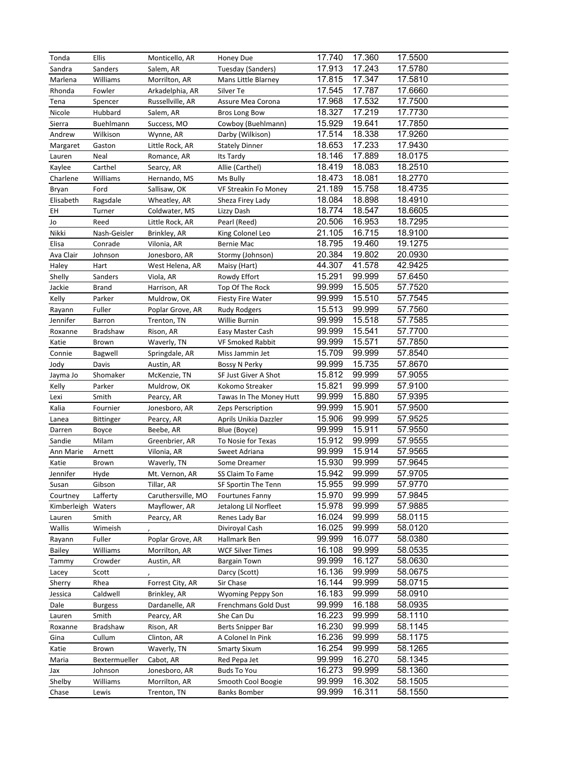| | | | | | | |
|---|---|---|---|---|---|---|
| Tonda | Ellis | Monticello, AR | Honey Due | 17.740 | 17.360 | 17.5500 |
| Sandra | Sanders | Salem, AR | Tuesday (Sanders) | 17.913 | 17.243 | 17.5780 |
| Marlena | Williams | Morrilton, AR | Mans Little Blarney | 17.815 | 17.347 | 17.5810 |
| Rhonda | Fowler | Arkadelphia, AR | Silver Te | 17.545 | 17.787 | 17.6660 |
| Tena | Spencer | Russellville, AR | Assure Mea Corona | 17.968 | 17.532 | 17.7500 |
| Nicole | Hubbard | Salem, AR | Bros Long Bow | 18.327 | 17.219 | 17.7730 |
| Sierra | Buehlmann | Success, MO | Cowboy (Buehlmann) | 15.929 | 19.641 | 17.7850 |
| Andrew | Wilkison | Wynne, AR | Darby (Wilkison) | 17.514 | 18.338 | 17.9260 |
| Margaret | Gaston | Little Rock, AR | Stately Dinner | 18.653 | 17.233 | 17.9430 |
| Lauren | Neal | Romance, AR | Its Tardy | 18.146 | 17.889 | 18.0175 |
| Kaylee | Carthel | Searcy, AR | Allie (Carthel) | 18.419 | 18.083 | 18.2510 |
| Charlene | Williams | Hernando, MS | Ms Bully | 18.473 | 18.081 | 18.2770 |
| Bryan | Ford | Sallisaw, OK | VF Streakin Fo Money | 21.189 | 15.758 | 18.4735 |
| Elisabeth | Ragsdale | Wheatley, AR | Sheza Firey Lady | 18.084 | 18.898 | 18.4910 |
| EH | Turner | Coldwater, MS | Lizzy Dash | 18.774 | 18.547 | 18.6605 |
| Jo | Reed | Little Rock, AR | Pearl (Reed) | 20.506 | 16.953 | 18.7295 |
| Nikki | Nash-Geisler | Brinkley, AR | King Colonel Leo | 21.105 | 16.715 | 18.9100 |
| Elisa | Conrade | Vilonia, AR | Bernie Mac | 18.795 | 19.460 | 19.1275 |
| Ava Clair | Johnson | Jonesboro, AR | Stormy (Johnson) | 20.384 | 19.802 | 20.0930 |
| Haley | Hart | West Helena, AR | Maisy (Hart) | 44.307 | 41.578 | 42.9425 |
| Shelly | Sanders | Viola, AR | Rowdy Effort | 15.291 | 99.999 | 57.6450 |
| Jackie | Brand | Harrison, AR | Top Of The Rock | 99.999 | 15.505 | 57.7520 |
| Kelly | Parker | Muldrow, OK | Fiesty Fire Water | 99.999 | 15.510 | 57.7545 |
| Rayann | Fuller | Poplar Grove, AR | Rudy Rodgers | 15.513 | 99.999 | 57.7560 |
| Jennifer | Barron | Trenton, TN | Willie Burnin | 99.999 | 15.518 | 57.7585 |
| Roxanne | Bradshaw | Rison, AR | Easy Master Cash | 99.999 | 15.541 | 57.7700 |
| Katie | Brown | Waverly, TN | VF Smoked Rabbit | 99.999 | 15.571 | 57.7850 |
| Connie | Bagwell | Springdale, AR | Miss Jammin Jet | 15.709 | 99.999 | 57.8540 |
| Jody | Davis | Austin, AR | Bossy N Perky | 99.999 | 15.735 | 57.8670 |
| Jayma Jo | Shomaker | McKenzie, TN | SF Just Giver A Shot | 15.812 | 99.999 | 57.9055 |
| Kelly | Parker | Muldrow, OK | Kokomo Streaker | 15.821 | 99.999 | 57.9100 |
| Lexi | Smith | Pearcy, AR | Tawas In The Money Hutt | 99.999 | 15.880 | 57.9395 |
| Kalia | Fournier | Jonesboro, AR | Zeps Perscription | 99.999 | 15.901 | 57.9500 |
| Lanea | Bittinger | Pearcy, AR | Aprils Unikia Dazzler | 15.906 | 99.999 | 57.9525 |
| Darren | Boyce | Beebe, AR | Blue (Boyce) | 99.999 | 15.911 | 57.9550 |
| Sandie | Milam | Greenbrier, AR | To Nosie for Texas | 15.912 | 99.999 | 57.9555 |
| Ann Marie | Arnett | Vilonia, AR | Sweet Adriana | 99.999 | 15.914 | 57.9565 |
| Katie | Brown | Waverly, TN | Some Dreamer | 15.930 | 99.999 | 57.9645 |
| Jennifer | Hyde | Mt. Vernon, AR | SS Claim To Fame | 15.942 | 99.999 | 57.9705 |
| Susan | Gibson | Tillar, AR | SF Sportin The Tenn | 15.955 | 99.999 | 57.9770 |
| Courtney | Lafferty | Caruthersville, MO | Fourtunes Fanny | 15.970 | 99.999 | 57.9845 |
| Kimberleigh | Waters | Mayflower, AR | Jetalong Lil Norfleet | 15.978 | 99.999 | 57.9885 |
| Lauren | Smith | Pearcy, AR | Renes Lady Bar | 16.024 | 99.999 | 58.0115 |
| Wallis | Wimeish | , | Diviroyal Cash | 16.025 | 99.999 | 58.0120 |
| Rayann | Fuller | Poplar Grove, AR | Hallmark Ben | 99.999 | 16.077 | 58.0380 |
| Bailey | Williams | Morrilton, AR | WCF Silver Times | 16.108 | 99.999 | 58.0535 |
| Tammy | Crowder | Austin, AR | Bargain Town | 99.999 | 16.127 | 58.0630 |
| Lacey | Scott | , | Darcy (Scott) | 16.136 | 99.999 | 58.0675 |
| Sherry | Rhea | Forrest City, AR | Sir Chase | 16.144 | 99.999 | 58.0715 |
| Jessica | Caldwell | Brinkley, AR | Wyoming Peppy Son | 16.183 | 99.999 | 58.0910 |
| Dale | Burgess | Dardanelle, AR | Frenchmans Gold Dust | 99.999 | 16.188 | 58.0935 |
| Lauren | Smith | Pearcy, AR | She Can Du | 16.223 | 99.999 | 58.1110 |
| Roxanne | Bradshaw | Rison, AR | Berts Snipper Bar | 16.230 | 99.999 | 58.1145 |
| Gina | Cullum | Clinton, AR | A Colonel In Pink | 16.236 | 99.999 | 58.1175 |
| Katie | Brown | Waverly, TN | Smarty Sixum | 16.254 | 99.999 | 58.1265 |
| Maria | Bextermueller | Cabot, AR | Red Pepa Jet | 99.999 | 16.270 | 58.1345 |
| Jax | Johnson | Jonesboro, AR | Buds To You | 16.273 | 99.999 | 58.1360 |
| Shelby | Williams | Morrilton, AR | Smooth Cool Boogie | 99.999 | 16.302 | 58.1505 |
| Chase | Lewis | Trenton, TN | Banks Bomber | 99.999 | 16.311 | 58.1550 |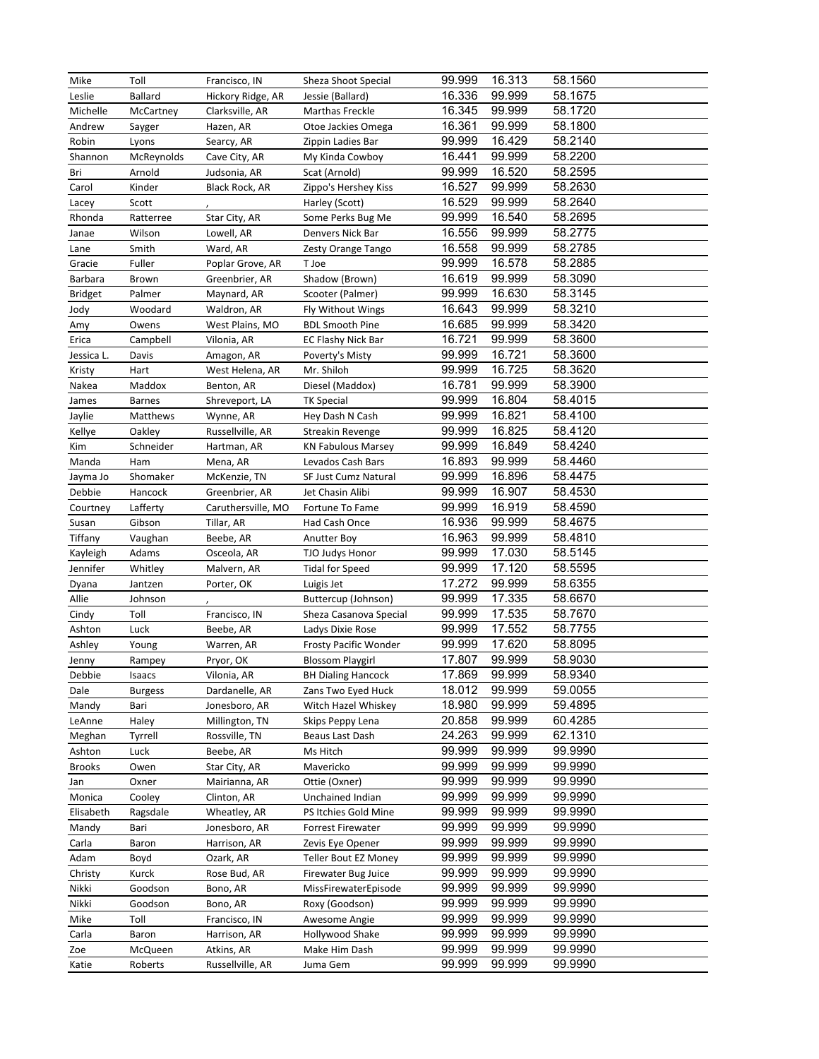| | | | | | | |
|---|---|---|---|---|---|---|
| Mike | Toll | Francisco, IN | Sheza Shoot Special | 99.999 | 16.313 | 58.1560 |
| Leslie | Ballard | Hickory Ridge, AR | Jessie (Ballard) | 16.336 | 99.999 | 58.1675 |
| Michelle | McCartney | Clarksville, AR | Marthas Freckle | 16.345 | 99.999 | 58.1720 |
| Andrew | Sayger | Hazen, AR | Otoe Jackies Omega | 16.361 | 99.999 | 58.1800 |
| Robin | Lyons | Searcy, AR | Zippin Ladies Bar | 99.999 | 16.429 | 58.2140 |
| Shannon | McReynolds | Cave City, AR | My Kinda Cowboy | 16.441 | 99.999 | 58.2200 |
| Bri | Arnold | Judsonia, AR | Scat (Arnold) | 99.999 | 16.520 | 58.2595 |
| Carol | Kinder | Black Rock, AR | Zippo's Hershey Kiss | 16.527 | 99.999 | 58.2630 |
| Lacey | Scott | , | Harley (Scott) | 16.529 | 99.999 | 58.2640 |
| Rhonda | Ratterree | Star City, AR | Some Perks Bug Me | 99.999 | 16.540 | 58.2695 |
| Janae | Wilson | Lowell, AR | Denvers Nick Bar | 16.556 | 99.999 | 58.2775 |
| Lane | Smith | Ward, AR | Zesty Orange Tango | 16.558 | 99.999 | 58.2785 |
| Gracie | Fuller | Poplar Grove, AR | T Joe | 99.999 | 16.578 | 58.2885 |
| Barbara | Brown | Greenbrier, AR | Shadow (Brown) | 16.619 | 99.999 | 58.3090 |
| Bridget | Palmer | Maynard, AR | Scooter (Palmer) | 99.999 | 16.630 | 58.3145 |
| Jody | Woodard | Waldron, AR | Fly Without Wings | 16.643 | 99.999 | 58.3210 |
| Amy | Owens | West Plains, MO | BDL Smooth Pine | 16.685 | 99.999 | 58.3420 |
| Erica | Campbell | Vilonia, AR | EC Flashy Nick Bar | 16.721 | 99.999 | 58.3600 |
| Jessica L. | Davis | Amagon, AR | Poverty's Misty | 99.999 | 16.721 | 58.3600 |
| Kristy | Hart | West Helena, AR | Mr. Shiloh | 99.999 | 16.725 | 58.3620 |
| Nakea | Maddox | Benton, AR | Diesel (Maddox) | 16.781 | 99.999 | 58.3900 |
| James | Barnes | Shreveport, LA | TK Special | 99.999 | 16.804 | 58.4015 |
| Jaylie | Matthews | Wynne, AR | Hey Dash N Cash | 99.999 | 16.821 | 58.4100 |
| Kellye | Oakley | Russellville, AR | Streakin Revenge | 99.999 | 16.825 | 58.4120 |
| Kim | Schneider | Hartman, AR | KN Fabulous Marsey | 99.999 | 16.849 | 58.4240 |
| Manda | Ham | Mena, AR | Levados Cash Bars | 16.893 | 99.999 | 58.4460 |
| Jayma Jo | Shomaker | McKenzie, TN | SF Just Cumz Natural | 99.999 | 16.896 | 58.4475 |
| Debbie | Hancock | Greenbrier, AR | Jet Chasin Alibi | 99.999 | 16.907 | 58.4530 |
| Courtney | Lafferty | Caruthersville, MO | Fortune To Fame | 99.999 | 16.919 | 58.4590 |
| Susan | Gibson | Tillar, AR | Had Cash Once | 16.936 | 99.999 | 58.4675 |
| Tiffany | Vaughan | Beebe, AR | Anutter Boy | 16.963 | 99.999 | 58.4810 |
| Kayleigh | Adams | Osceola, AR | TJO Judys Honor | 99.999 | 17.030 | 58.5145 |
| Jennifer | Whitley | Malvern, AR | Tidal for Speed | 99.999 | 17.120 | 58.5595 |
| Dyana | Jantzen | Porter, OK | Luigis Jet | 17.272 | 99.999 | 58.6355 |
| Allie | Johnson | , | Buttercup (Johnson) | 99.999 | 17.335 | 58.6670 |
| Cindy | Toll | Francisco, IN | Sheza Casanova Special | 99.999 | 17.535 | 58.7670 |
| Ashton | Luck | Beebe, AR | Ladys Dixie Rose | 99.999 | 17.552 | 58.7755 |
| Ashley | Young | Warren, AR | Frosty Pacific Wonder | 99.999 | 17.620 | 58.8095 |
| Jenny | Rampey | Pryor, OK | Blossom Playgirl | 17.807 | 99.999 | 58.9030 |
| Debbie | Isaacs | Vilonia, AR | BH Dialing Hancock | 17.869 | 99.999 | 58.9340 |
| Dale | Burgess | Dardanelle, AR | Zans Two Eyed Huck | 18.012 | 99.999 | 59.0055 |
| Mandy | Bari | Jonesboro, AR | Witch Hazel Whiskey | 18.980 | 99.999 | 59.4895 |
| LeAnne | Haley | Millington, TN | Skips Peppy Lena | 20.858 | 99.999 | 60.4285 |
| Meghan | Tyrrell | Rossville, TN | Beaus Last Dash | 24.263 | 99.999 | 62.1310 |
| Ashton | Luck | Beebe, AR | Ms Hitch | 99.999 | 99.999 | 99.9990 |
| Brooks | Owen | Star City, AR | Mavericko | 99.999 | 99.999 | 99.9990 |
| Jan | Oxner | Mairianna, AR | Ottie (Oxner) | 99.999 | 99.999 | 99.9990 |
| Monica | Cooley | Clinton, AR | Unchained Indian | 99.999 | 99.999 | 99.9990 |
| Elisabeth | Ragsdale | Wheatley, AR | PS Itchies Gold Mine | 99.999 | 99.999 | 99.9990 |
| Mandy | Bari | Jonesboro, AR | Forrest Firewater | 99.999 | 99.999 | 99.9990 |
| Carla | Baron | Harrison, AR | Zevis Eye Opener | 99.999 | 99.999 | 99.9990 |
| Adam | Boyd | Ozark, AR | Teller Bout EZ Money | 99.999 | 99.999 | 99.9990 |
| Christy | Kurck | Rose Bud, AR | Firewater Bug Juice | 99.999 | 99.999 | 99.9990 |
| Nikki | Goodson | Bono, AR | MissFirewaterEpisode | 99.999 | 99.999 | 99.9990 |
| Nikki | Goodson | Bono, AR | Roxy (Goodson) | 99.999 | 99.999 | 99.9990 |
| Mike | Toll | Francisco, IN | Awesome Angie | 99.999 | 99.999 | 99.9990 |
| Carla | Baron | Harrison, AR | Hollywood Shake | 99.999 | 99.999 | 99.9990 |
| Zoe | McQueen | Atkins, AR | Make Him Dash | 99.999 | 99.999 | 99.9990 |
| Katie | Roberts | Russellville, AR | Juma Gem | 99.999 | 99.999 | 99.9990 |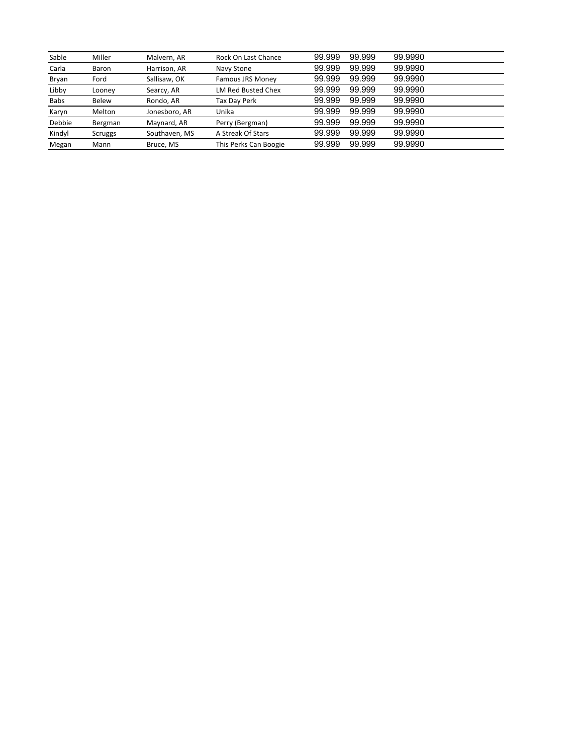| | | | | | | |
|---|---|---|---|---|---|---|
| Sable | Miller | Malvern, AR | Rock On Last Chance | 99.999 | 99.999 | 99.9990 |
| Carla | Baron | Harrison, AR | Navy Stone | 99.999 | 99.999 | 99.9990 |
| Bryan | Ford | Sallisaw, OK | Famous JRS Money | 99.999 | 99.999 | 99.9990 |
| Libby | Looney | Searcy, AR | LM Red Busted Chex | 99.999 | 99.999 | 99.9990 |
| Babs | Belew | Rondo, AR | Tax Day Perk | 99.999 | 99.999 | 99.9990 |
| Karyn | Melton | Jonesboro, AR | Unika | 99.999 | 99.999 | 99.9990 |
| Debbie | Bergman | Maynard, AR | Perry (Bergman) | 99.999 | 99.999 | 99.9990 |
| Kindyl | Scruggs | Southaven, MS | A Streak Of Stars | 99.999 | 99.999 | 99.9990 |
| Megan | Mann | Bruce, MS | This Perks Can Boogie | 99.999 | 99.999 | 99.9990 |